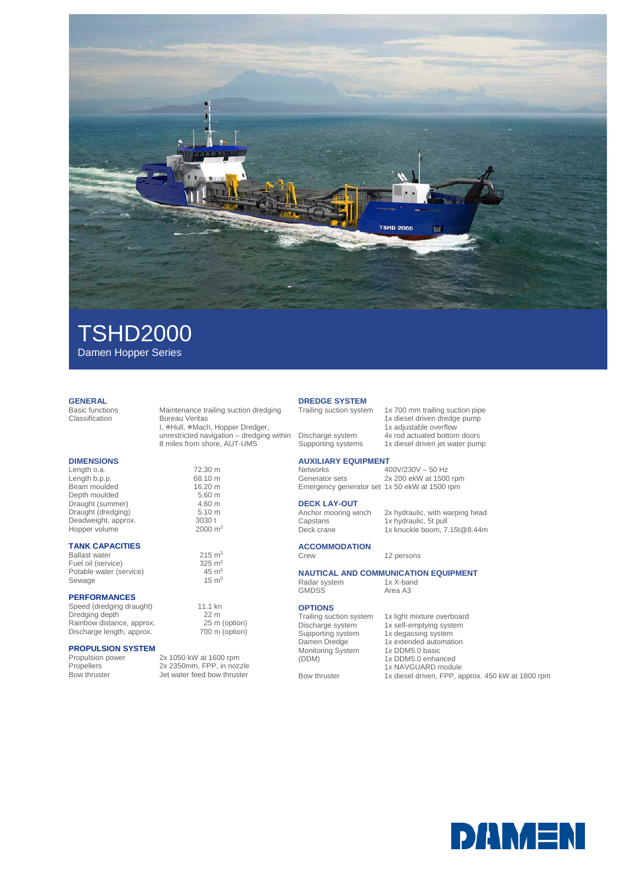# TSHD2000

Damen Hopper Series

## GENERAL

| | |
|---|---|
| Basic functions | Maintenance trailing suction dredging |
| Classification | Bureau Veritas I, ✠Hull, ✠Mach, Hopper Dredger, unrestricted navigation – dredging within 8 miles from shore, AUT-UMS |

## DIMENSIONS

| | |
|---|---|
| Length o.a. | 72.30 m |
| Length b.p.p. | 68.10 m |
| Beam moulded | 16.20 m |
| Depth moulded | 5.60 m |
| Draught (summer) | 4.60 m |
| Draught (dredging) | 5.10 m |
| Deadweight, approx. | 3030 t |
| Hopper volume | 2000 $m^3$ |

## TANK CAPACITIES

| | |
|---|---|
| Ballast water | 215 $m^3$ |
| Fuel oil (service) | 325 $m^3$ |
| Potable water (service) | 45 $m^3$ |
| Sewage | 15 $m^3$ |

## PERFORMANCES

| | |
|---|---|
| Speed (dredging draught) | 11.1 kn |
| Dredging depth | 22 m |
| Rainbow distance, approx. | 25 m (option) |
| Discharge length, approx. | 700 m (option) |

## PROPULSION SYSTEM

| | |
|---|---|
| Propulsion power | 2x 1050 kW at 1600 rpm |
| Propellers | 2x 2350mm, FPP, in nozzle |
| Bow thruster | Jet water feed bow thruster |

## DREDGE SYSTEM

| | |
|---|---|
| Trailing suction system | 1x 700 mm trailing suction pipe<br>1x diesel driven dredge pump<br>1x adjustable overflow |
| Discharge system | 4x rod actuated bottom doors |
| Supporting systems | 1x diesel driven jet water pump |

## AUXILIARY EQUIPMENT

| | |
|---|---|
| Networks | 400V/230V – 50 Hz |
| Generator sets | 2x 200 ekW at 1500 rpm |
| Emergency generator set | 1x 50 ekW at 1500 rpm |

## DECK LAY-OUT

| | |
|---|---|
| Anchor mooring winch | 2x hydraulic, with warping head |
| Capstans | 1x hydraulic, 5t pull |
| Deck crane | 1x knuckle boom, 7.15t@8.44m |

## ACCOMMODATION

| | |
|---|---|
| Crew | 12 persons |

## NAUTICAL AND COMMUNICATION EQUIPMENT

| | |
|---|---|
| Radar system | 1x X-band |
| GMDSS | Area A3 |

## OPTIONS

| | |
|---|---|
| Trailing suction system | 1x light mixture overboard |
| Discharge system | 1x self-emptying system |
| Supporting system | 1x degassing system |
| Damen Dredge Monitoring System (DDM) | 1x extended automation<br>1x DDM5.0 basic<br>1x DDM5.0 enhanced<br>1x NAVGUARD module |
| Bow thruster | 1x diesel driven, FPP, approx. 450 kW at 1800 rpm |

DAMEN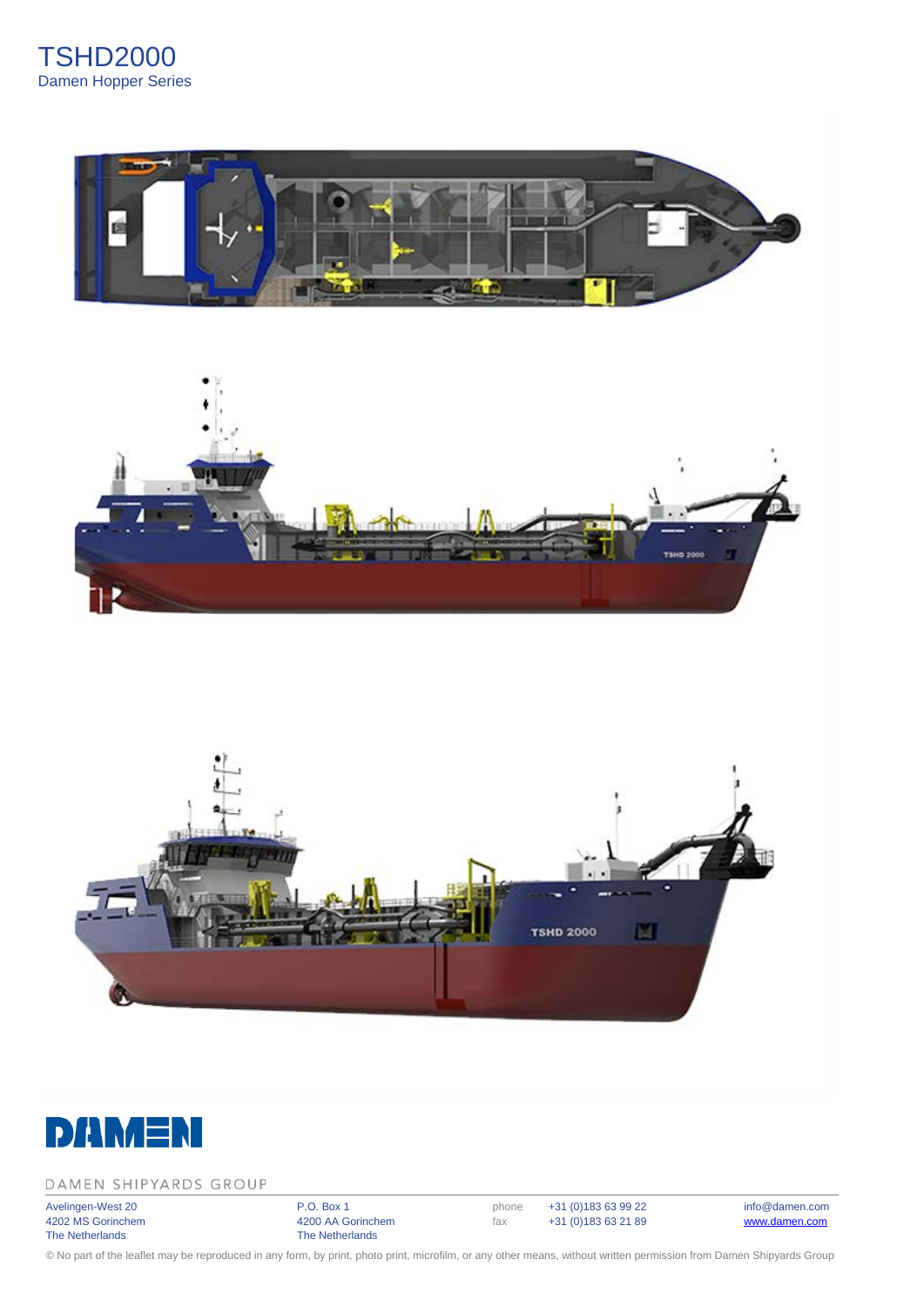# TSHD2000

Damen Hopper Series

DAMEN

DAMEN SHIPYARDS GROUP

Avelingen-West 20
4202 MS Gorinchem
The Netherlands

P.O. Box 1
4200 AA Gorinchem
The Netherlands

phone +31 (0)183 63 99 22
fax +31 (0)183 63 21 89

info@damen.com
www.damen.com

© No part of the leaflet may be reproduced in any form, by print, photo print, microfilm, or any other means, without written permission from Damen Shipyards Group